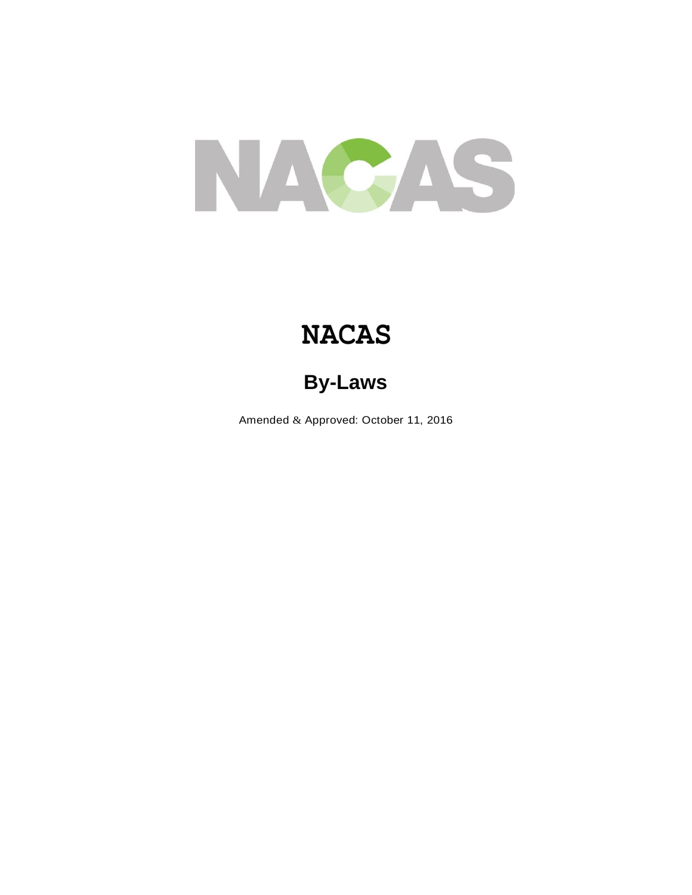# NACAS

## By-Laws

Amended & Approved: October 11, 2016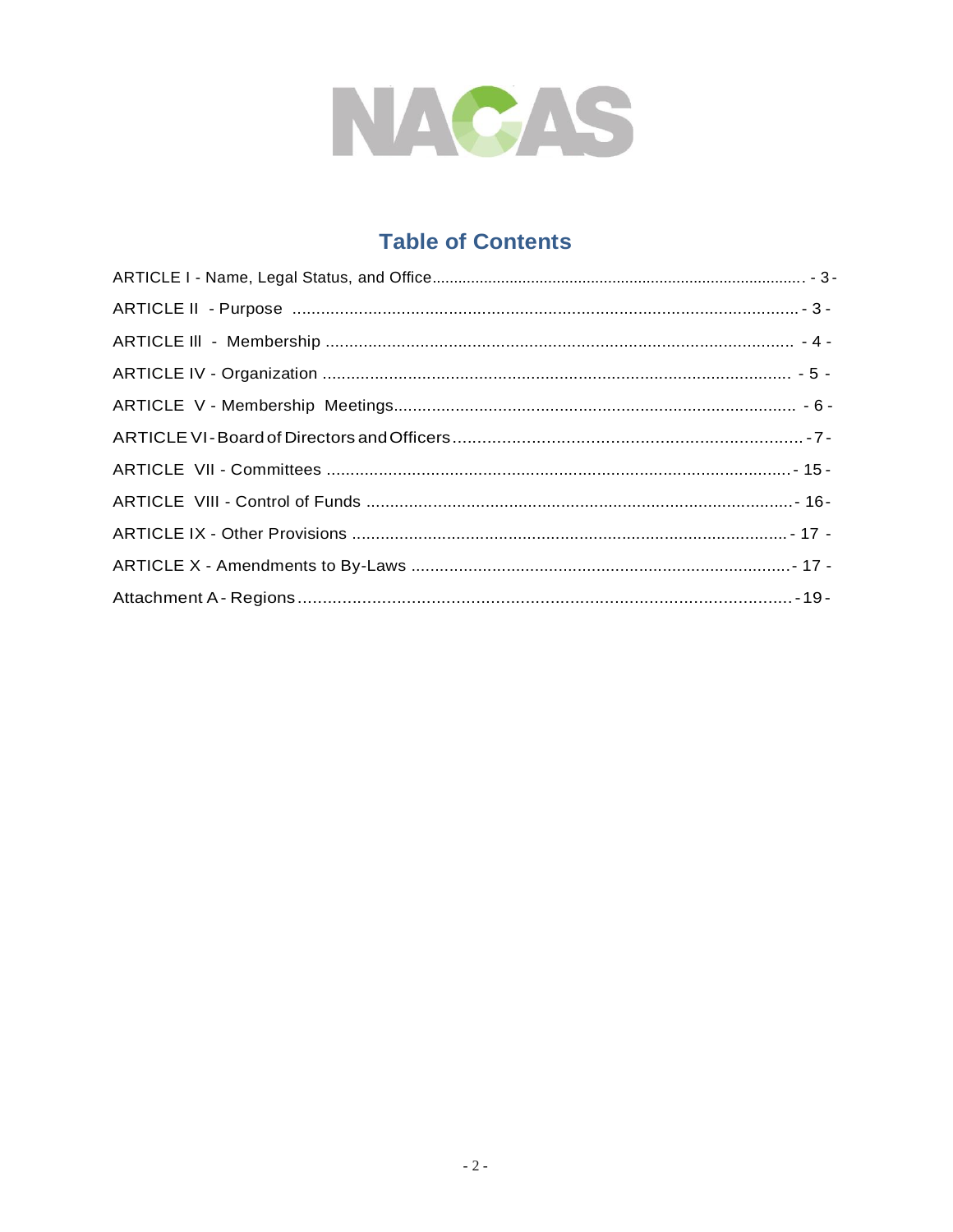NACAS

## Table of Contents

ARTICLE I - Name, Legal Status, and Office ..................................... - 3 -

ARTICLE II - Purpose ..................................... - 3 -

ARTICLE III - Membership ..................................... - 4 -

ARTICLE IV - Organization ..................................... - 5 -

ARTICLE V - Membership Meetings ..................................... - 6 -

ARTICLE VI - Board of Directors and Officers ..................................... - 7 -

ARTICLE VII - Committees ..................................... - 15 -

ARTICLE VIII - Control of Funds ..................................... - 16 -

ARTICLE IX - Other Provisions ..................................... - 17 -

ARTICLE X - Amendments to By-Laws ..................................... - 17 -

Attachment A - Regions ..................................... - 19 -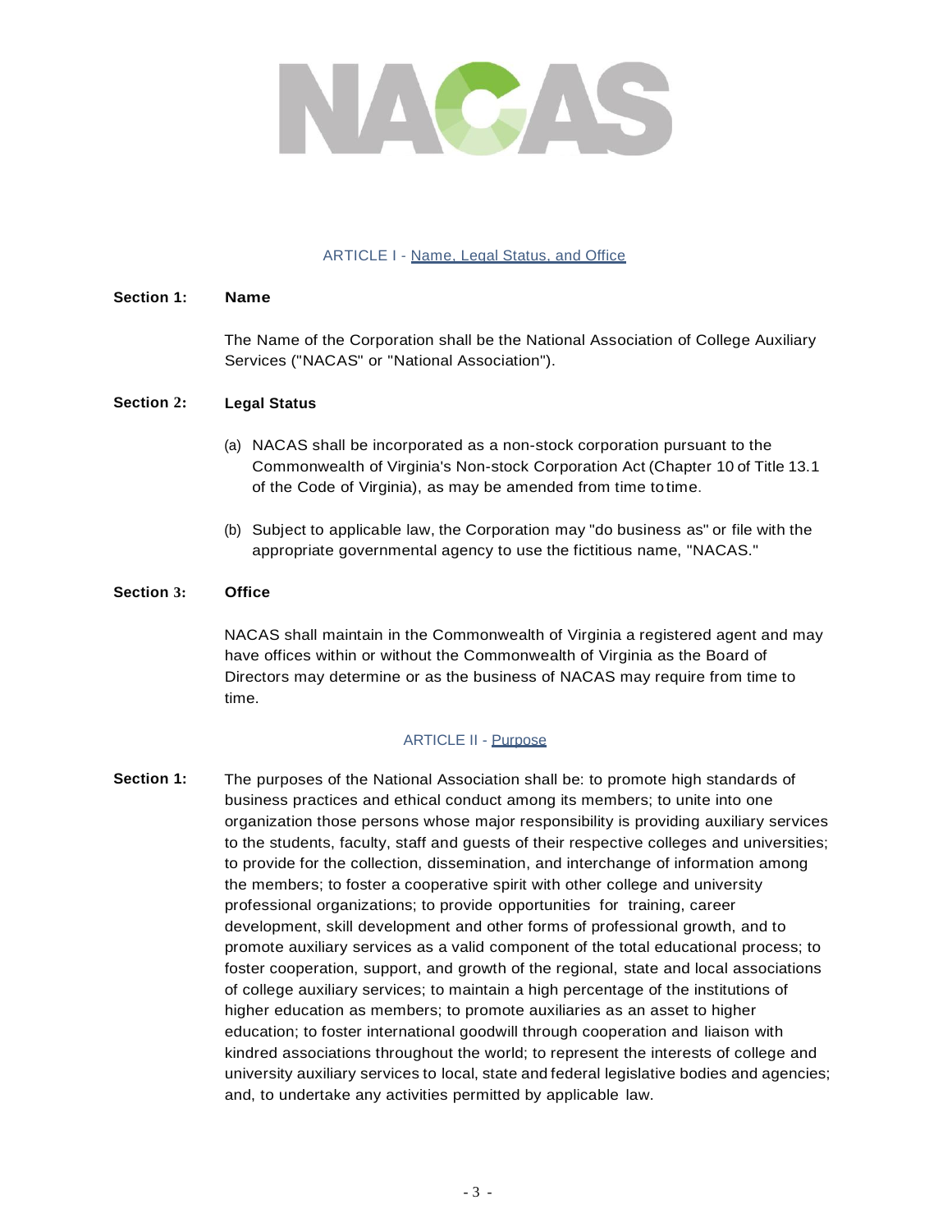## ARTICLE I - Name, Legal Status, and Office

**Section 1: Name**

The Name of the Corporation shall be the National Association of College Auxiliary Services ("NACAS" or "National Association").

**Section 2: Legal Status**

(a) NACAS shall be incorporated as a non-stock corporation pursuant to the Commonwealth of Virginia's Non-stock Corporation Act (Chapter 10 of Title 13.1 of the Code of Virginia), as may be amended from time to time.

(b) Subject to applicable law, the Corporation may "do business as" or file with the appropriate governmental agency to use the fictitious name, "NACAS."

**Section 3: Office**

NACAS shall maintain in the Commonwealth of Virginia a registered agent and may have offices within or without the Commonwealth of Virginia as the Board of Directors may determine or as the business of NACAS may require from time to time.

## ARTICLE II - Purpose

**Section 1:** The purposes of the National Association shall be: to promote high standards of business practices and ethical conduct among its members; to unite into one organization those persons whose major responsibility is providing auxiliary services to the students, faculty, staff and guests of their respective colleges and universities; to provide for the collection, dissemination, and interchange of information among the members; to foster a cooperative spirit with other college and university professional organizations; to provide opportunities for training, career development, skill development and other forms of professional growth, and to promote auxiliary services as a valid component of the total educational process; to foster cooperation, support, and growth of the regional, state and local associations of college auxiliary services; to maintain a high percentage of the institutions of higher education as members; to promote auxiliaries as an asset to higher education; to foster international goodwill through cooperation and liaison with kindred associations throughout the world; to represent the interests of college and university auxiliary services to local, state and federal legislative bodies and agencies; and, to undertake any activities permitted by applicable law.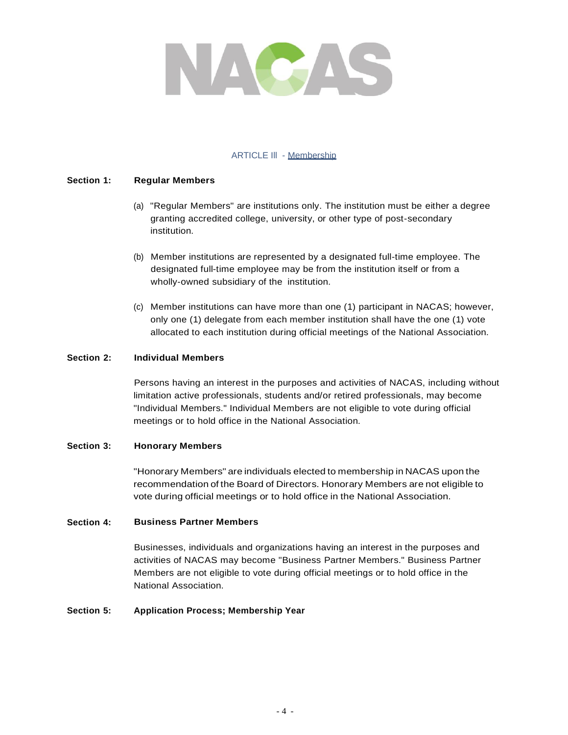## ARTICLE III - Membership

**Section 1: Regular Members**

(a) "Regular Members" are institutions only. The institution must be either a degree granting accredited college, university, or other type of post-secondary institution.

(b) Member institutions are represented by a designated full-time employee. The designated full-time employee may be from the institution itself or from a wholly-owned subsidiary of the institution.

(c) Member institutions can have more than one (1) participant in NACAS; however, only one (1) delegate from each member institution shall have the one (1) vote allocated to each institution during official meetings of the National Association.

**Section 2: Individual Members**

Persons having an interest in the purposes and activities of NACAS, including without limitation active professionals, students and/or retired professionals, may become "Individual Members." Individual Members are not eligible to vote during official meetings or to hold office in the National Association.

**Section 3: Honorary Members**

"Honorary Members" are individuals elected to membership in NACAS upon the recommendation of the Board of Directors. Honorary Members are not eligible to vote during official meetings or to hold office in the National Association.

**Section 4: Business Partner Members**

Businesses, individuals and organizations having an interest in the purposes and activities of NACAS may become "Business Partner Members." Business Partner Members are not eligible to vote during official meetings or to hold office in the National Association.

**Section 5: Application Process; Membership Year**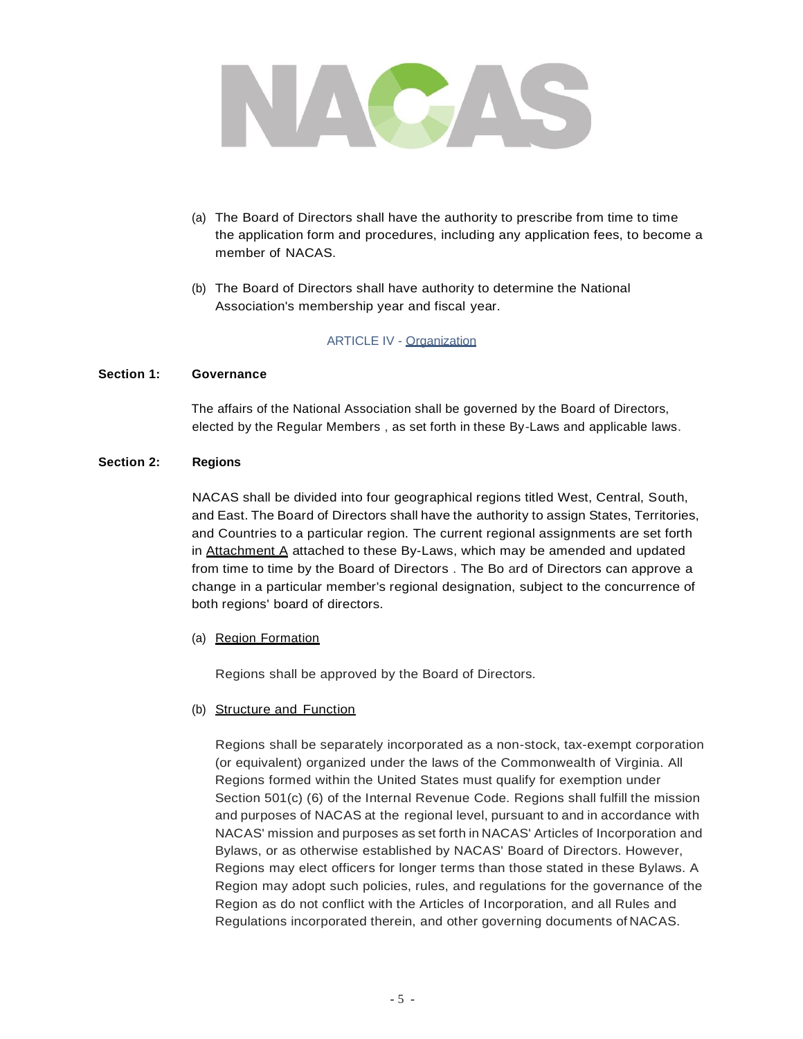(a) The Board of Directors shall have the authority to prescribe from time to time the application form and procedures, including any application fees, to become a member of NACAS.

(b) The Board of Directors shall have authority to determine the National Association's membership year and fiscal year.

## ARTICLE IV - Organization

### Section 1: Governance

The affairs of the National Association shall be governed by the Board of Directors, elected by the Regular Members , as set forth in these By-Laws and applicable laws.

### Section 2: Regions

NACAS shall be divided into four geographical regions titled West, Central, South, and East. The Board of Directors shall have the authority to assign States, Territories, and Countries to a particular region. The current regional assignments are set forth in Attachment A attached to these By-Laws, which may be amended and updated from time to time by the Board of Directors . The Bo ard of Directors can approve a change in a particular member's regional designation, subject to the concurrence of both regions' board of directors.

(a) Region Formation

Regions shall be approved by the Board of Directors.

(b) Structure and Function

Regions shall be separately incorporated as a non-stock, tax-exempt corporation (or equivalent) organized under the laws of the Commonwealth of Virginia. All Regions formed within the United States must qualify for exemption under Section 501(c) (6) of the Internal Revenue Code. Regions shall fulfill the mission and purposes of NACAS at the regional level, pursuant to and in accordance with NACAS' mission and purposes as set forth in NACAS' Articles of Incorporation and Bylaws, or as otherwise established by NACAS' Board of Directors. However, Regions may elect officers for longer terms than those stated in these Bylaws. A Region may adopt such policies, rules, and regulations for the governance of the Region as do not conflict with the Articles of Incorporation, and all Rules and Regulations incorporated therein, and other governing documents of NACAS.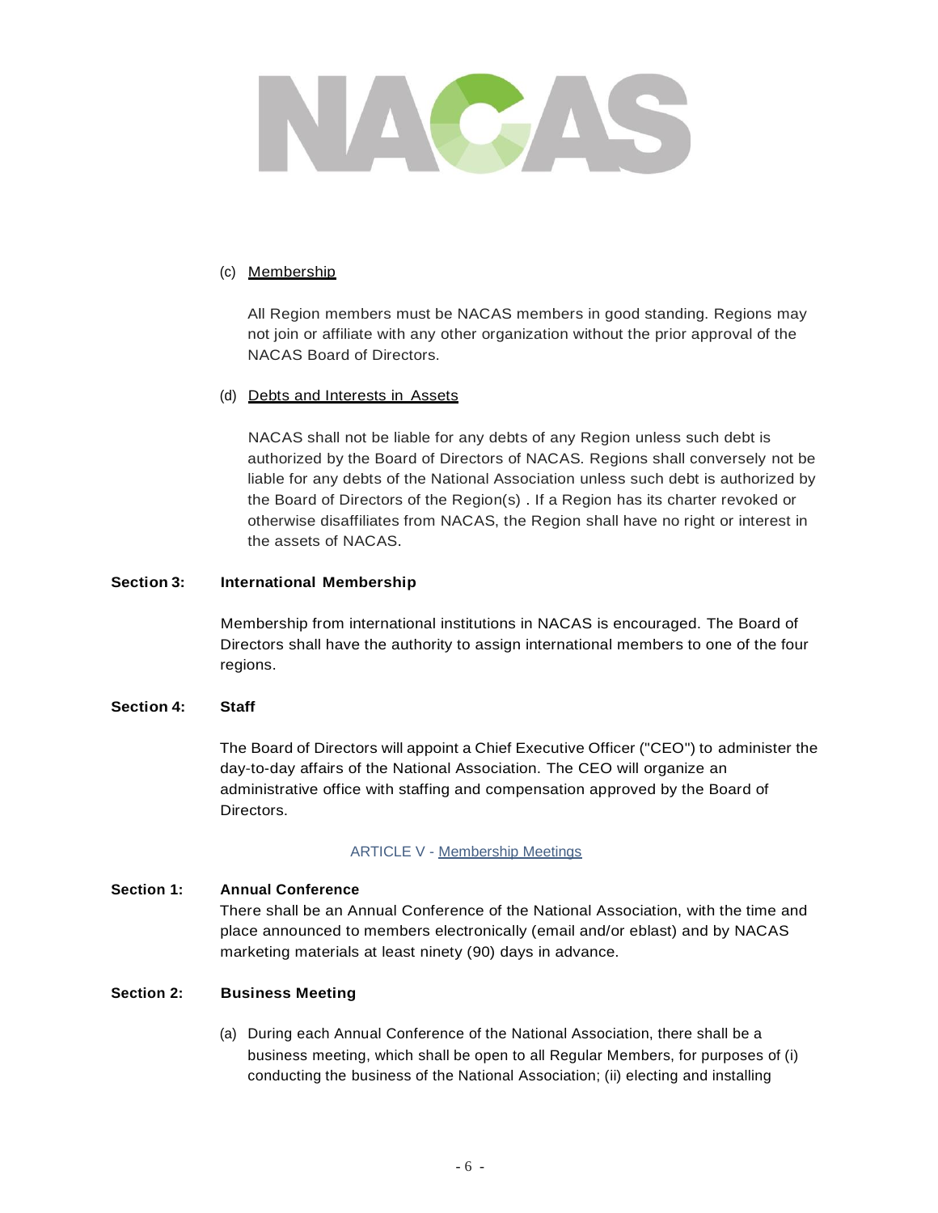(c) Membership

All Region members must be NACAS members in good standing. Regions may not join or affiliate with any other organization without the prior approval of the NACAS Board of Directors.

(d) Debts and Interests in Assets

NACAS shall not be liable for any debts of any Region unless such debt is authorized by the Board of Directors of NACAS. Regions shall conversely not be liable for any debts of the National Association unless such debt is authorized by the Board of Directors of the Region(s) . If a Region has its charter revoked or otherwise disaffiliates from NACAS, the Region shall have no right or interest in the assets of NACAS.

**Section 3: International Membership**

Membership from international institutions in NACAS is encouraged. The Board of Directors shall have the authority to assign international members to one of the four regions.

**Section 4: Staff**

The Board of Directors will appoint a Chief Executive Officer ("CEO") to administer the day-to-day affairs of the National Association. The CEO will organize an administrative office with staffing and compensation approved by the Board of Directors.

## ARTICLE V - Membership Meetings

**Section 1: Annual Conference**

There shall be an Annual Conference of the National Association, with the time and place announced to members electronically (email and/or eblast) and by NACAS marketing materials at least ninety (90) days in advance.

**Section 2: Business Meeting**

(a) During each Annual Conference of the National Association, there shall be a business meeting, which shall be open to all Regular Members, for purposes of (i) conducting the business of the National Association; (ii) electing and installing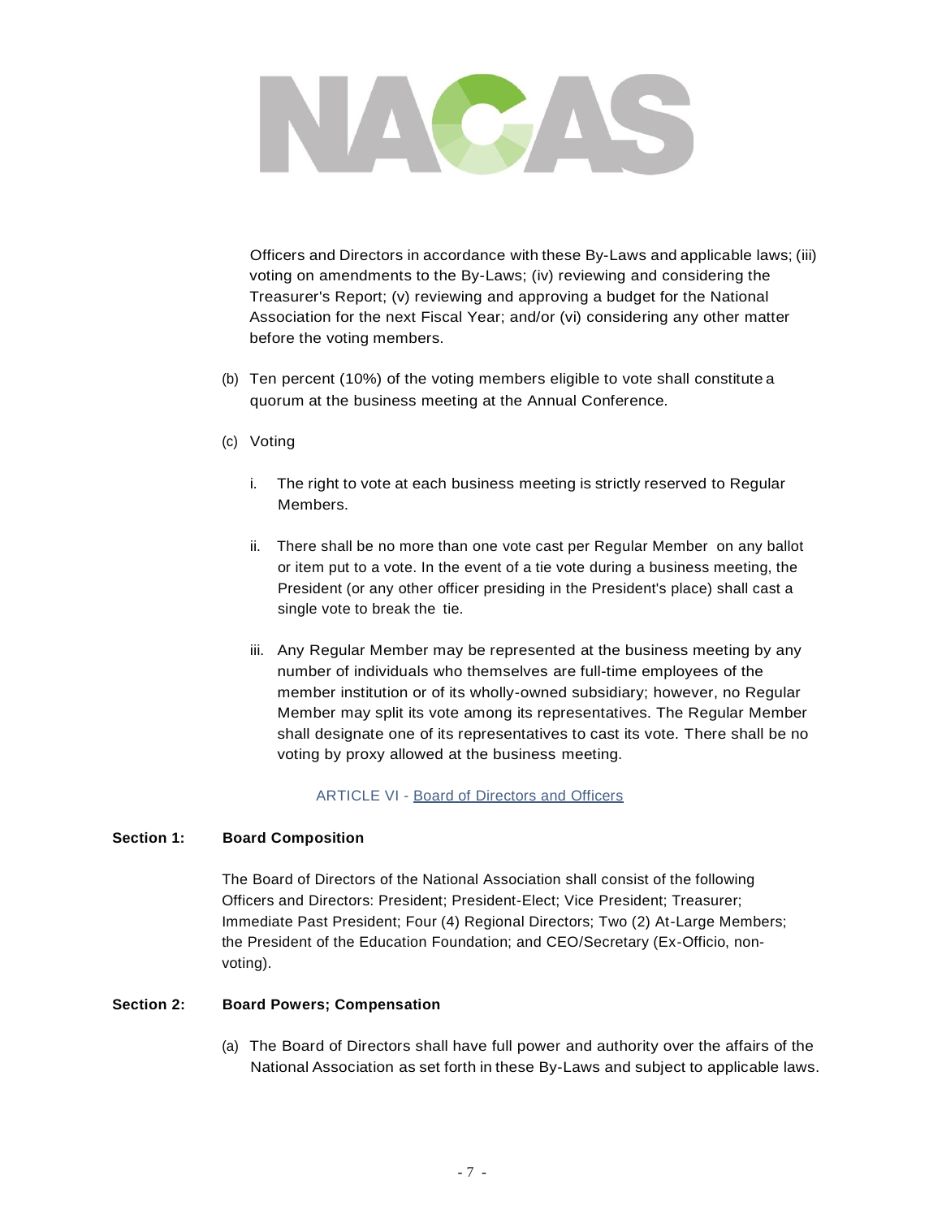Officers and Directors in accordance with these By-Laws and applicable laws; (iii) voting on amendments to the By-Laws; (iv) reviewing and considering the Treasurer's Report; (v) reviewing and approving a budget for the National Association for the next Fiscal Year; and/or (vi) considering any other matter before the voting members.

(b) Ten percent (10%) of the voting members eligible to vote shall constitute a quorum at the business meeting at the Annual Conference.

(c) Voting

i. The right to vote at each business meeting is strictly reserved to Regular Members.

ii. There shall be no more than one vote cast per Regular Member on any ballot or item put to a vote. In the event of a tie vote during a business meeting, the President (or any other officer presiding in the President's place) shall cast a single vote to break the tie.

iii. Any Regular Member may be represented at the business meeting by any number of individuals who themselves are full-time employees of the member institution or of its wholly-owned subsidiary; however, no Regular Member may split its vote among its representatives. The Regular Member shall designate one of its representatives to cast its vote. There shall be no voting by proxy allowed at the business meeting.

## ARTICLE VI - Board of Directors and Officers

**Section 1: Board Composition**

The Board of Directors of the National Association shall consist of the following Officers and Directors: President; President-Elect; Vice President; Treasurer; Immediate Past President; Four (4) Regional Directors; Two (2) At-Large Members; the President of the Education Foundation; and CEO/Secretary (Ex-Officio, non-voting).

**Section 2: Board Powers; Compensation**

(a) The Board of Directors shall have full power and authority over the affairs of the National Association as set forth in these By-Laws and subject to applicable laws.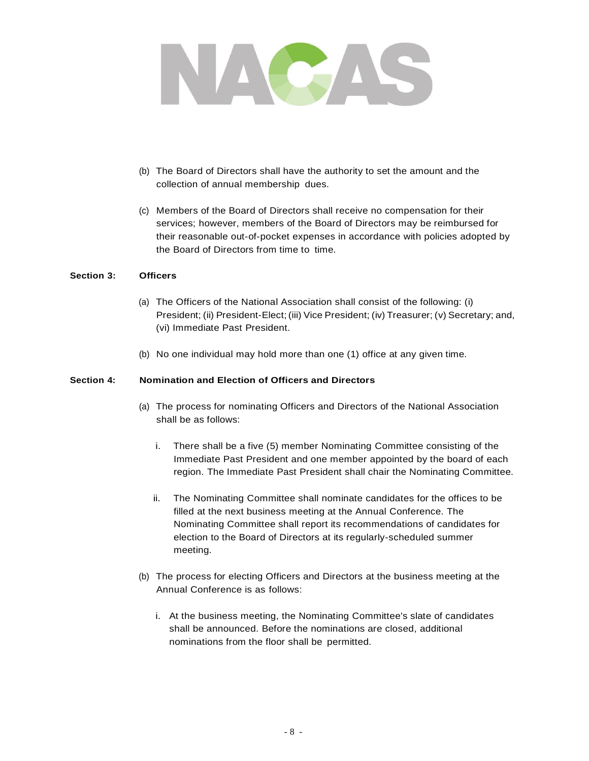(b) The Board of Directors shall have the authority to set the amount and the collection of annual membership dues.

(c) Members of the Board of Directors shall receive no compensation for their services; however, members of the Board of Directors may be reimbursed for their reasonable out-of-pocket expenses in accordance with policies adopted by the Board of Directors from time to time.

**Section 3: Officers**

(a) The Officers of the National Association shall consist of the following: (i) President; (ii) President-Elect; (iii) Vice President; (iv) Treasurer; (v) Secretary; and, (vi) Immediate Past President.

(b) No one individual may hold more than one (1) office at any given time.

**Section 4: Nomination and Election of Officers and Directors**

(a) The process for nominating Officers and Directors of the National Association shall be as follows:

i. There shall be a five (5) member Nominating Committee consisting of the Immediate Past President and one member appointed by the board of each region. The Immediate Past President shall chair the Nominating Committee.

ii. The Nominating Committee shall nominate candidates for the offices to be filled at the next business meeting at the Annual Conference. The Nominating Committee shall report its recommendations of candidates for election to the Board of Directors at its regularly-scheduled summer meeting.

(b) The process for electing Officers and Directors at the business meeting at the Annual Conference is as follows:

i. At the business meeting, the Nominating Committee's slate of candidates shall be announced. Before the nominations are closed, additional nominations from the floor shall be permitted.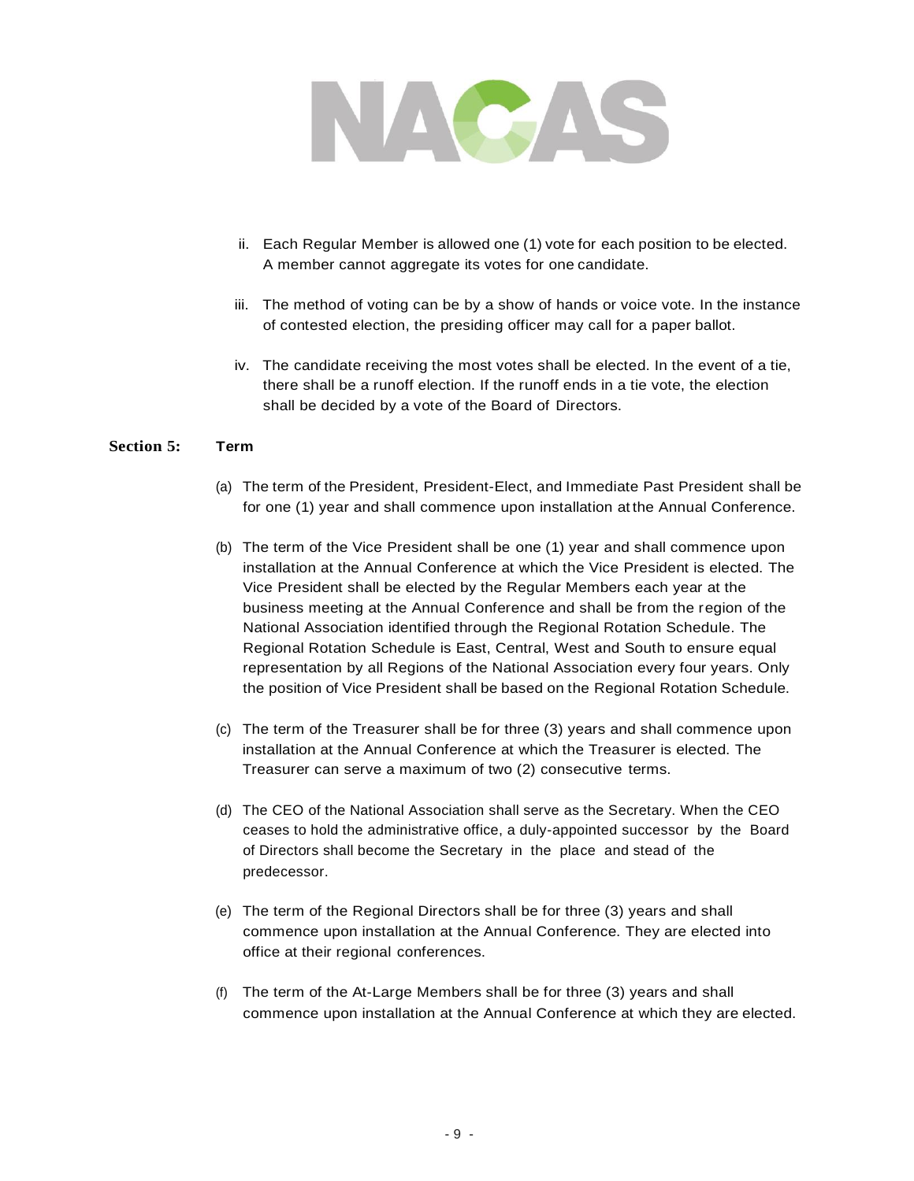ii. Each Regular Member is allowed one (1) vote for each position to be elected. A member cannot aggregate its votes for one candidate.

iii. The method of voting can be by a show of hands or voice vote. In the instance of contested election, the presiding officer may call for a paper ballot.

iv. The candidate receiving the most votes shall be elected. In the event of a tie, there shall be a runoff election. If the runoff ends in a tie vote, the election shall be decided by a vote of the Board of Directors.

**Section 5: Term**

(a) The term of the President, President-Elect, and Immediate Past President shall be for one (1) year and shall commence upon installation at the Annual Conference.

(b) The term of the Vice President shall be one (1) year and shall commence upon installation at the Annual Conference at which the Vice President is elected. The Vice President shall be elected by the Regular Members each year at the business meeting at the Annual Conference and shall be from the region of the National Association identified through the Regional Rotation Schedule. The Regional Rotation Schedule is East, Central, West and South to ensure equal representation by all Regions of the National Association every four years. Only the position of Vice President shall be based on the Regional Rotation Schedule.

(c) The term of the Treasurer shall be for three (3) years and shall commence upon installation at the Annual Conference at which the Treasurer is elected. The Treasurer can serve a maximum of two (2) consecutive terms.

(d) The CEO of the National Association shall serve as the Secretary. When the CEO ceases to hold the administrative office, a duly-appointed successor by the Board of Directors shall become the Secretary in the place and stead of the predecessor.

(e) The term of the Regional Directors shall be for three (3) years and shall commence upon installation at the Annual Conference. They are elected into office at their regional conferences.

(f) The term of the At-Large Members shall be for three (3) years and shall commence upon installation at the Annual Conference at which they are elected.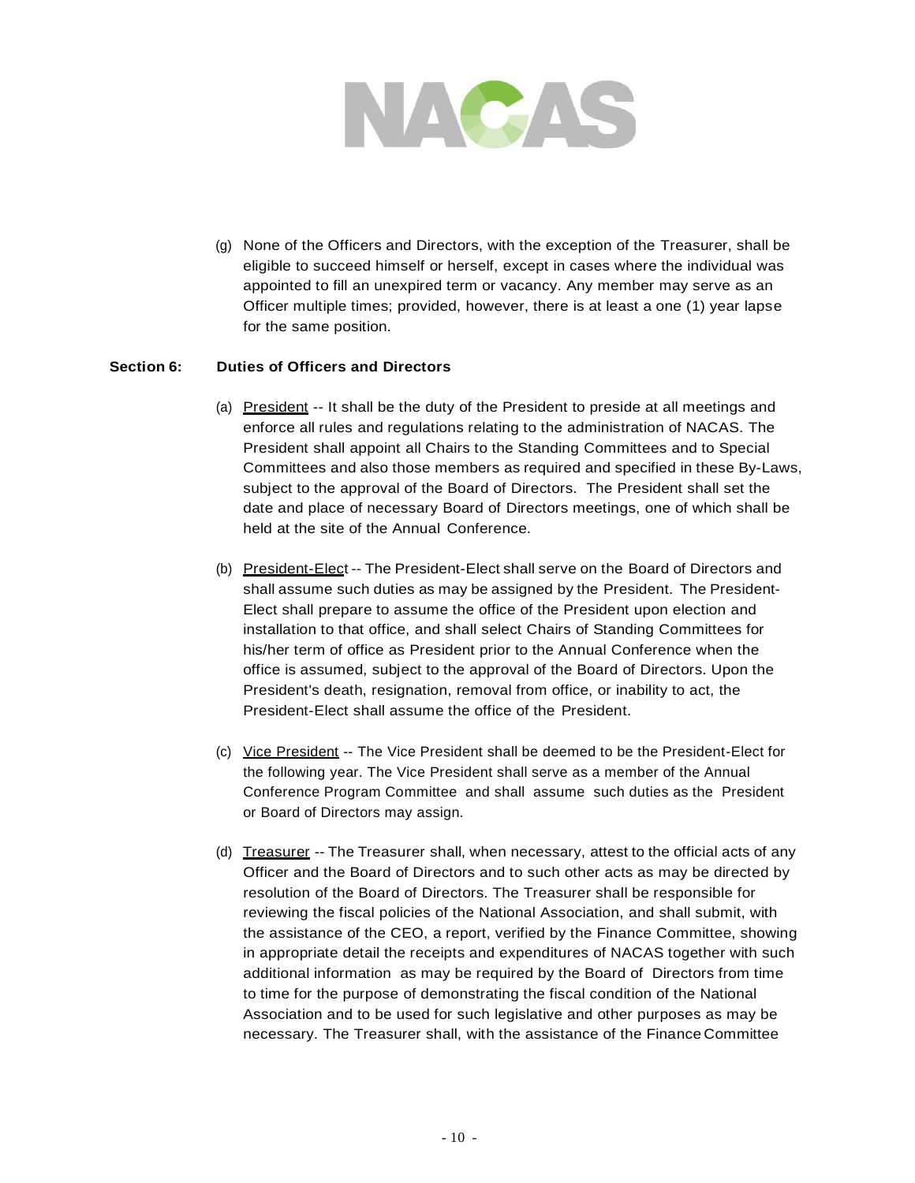(g) None of the Officers and Directors, with the exception of the Treasurer, shall be eligible to succeed himself or herself, except in cases where the individual was appointed to fill an unexpired term or vacancy. Any member may serve as an Officer multiple times; provided, however, there is at least a one (1) year lapse for the same position.

**Section 6: Duties of Officers and Directors**

(a) President -- It shall be the duty of the President to preside at all meetings and enforce all rules and regulations relating to the administration of NACAS. The President shall appoint all Chairs to the Standing Committees and to Special Committees and also those members as required and specified in these By-Laws, subject to the approval of the Board of Directors. The President shall set the date and place of necessary Board of Directors meetings, one of which shall be held at the site of the Annual Conference.

(b) President-Elect -- The President-Elect shall serve on the Board of Directors and shall assume such duties as may be assigned by the President. The President-Elect shall prepare to assume the office of the President upon election and installation to that office, and shall select Chairs of Standing Committees for his/her term of office as President prior to the Annual Conference when the office is assumed, subject to the approval of the Board of Directors. Upon the President's death, resignation, removal from office, or inability to act, the President-Elect shall assume the office of the President.

(c) Vice President -- The Vice President shall be deemed to be the President-Elect for the following year. The Vice President shall serve as a member of the Annual Conference Program Committee and shall assume such duties as the President or Board of Directors may assign.

(d) Treasurer -- The Treasurer shall, when necessary, attest to the official acts of any Officer and the Board of Directors and to such other acts as may be directed by resolution of the Board of Directors. The Treasurer shall be responsible for reviewing the fiscal policies of the National Association, and shall submit, with the assistance of the CEO, a report, verified by the Finance Committee, showing in appropriate detail the receipts and expenditures of NACAS together with such additional information as may be required by the Board of Directors from time to time for the purpose of demonstrating the fiscal condition of the National Association and to be used for such legislative and other purposes as may be necessary. The Treasurer shall, with the assistance of the Finance Committee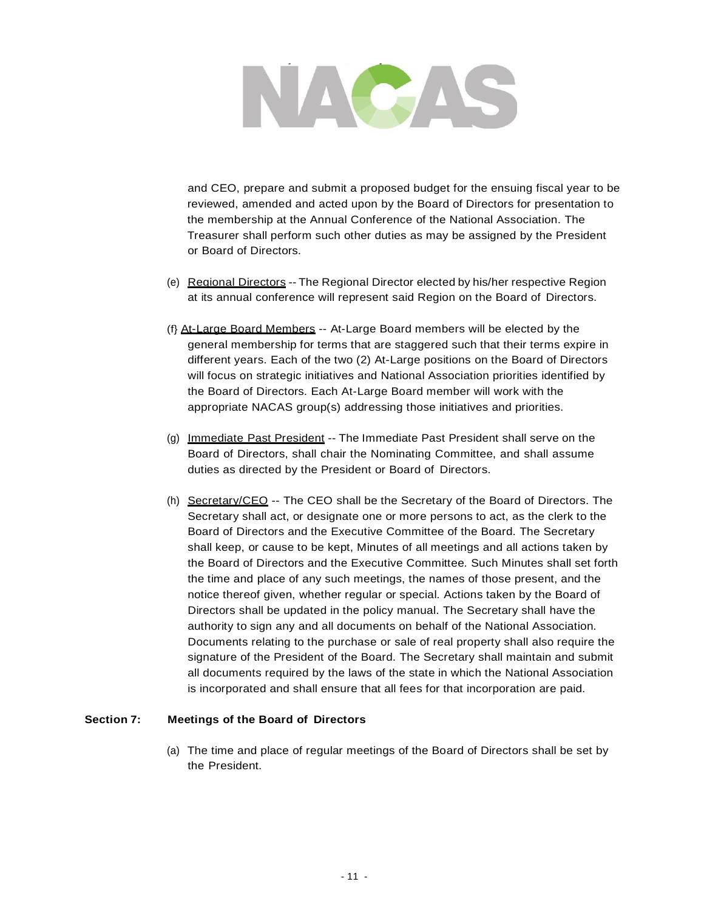and CEO, prepare and submit a proposed budget for the ensuing fiscal year to be reviewed, amended and acted upon by the Board of Directors for presentation to the membership at the Annual Conference of the National Association. The Treasurer shall perform such other duties as may be assigned by the President or Board of Directors.

(e) Regional Directors -- The Regional Director elected by his/her respective Region at its annual conference will represent said Region on the Board of Directors.

(f) At-Large Board Members -- At-Large Board members will be elected by the general membership for terms that are staggered such that their terms expire in different years. Each of the two (2) At-Large positions on the Board of Directors will focus on strategic initiatives and National Association priorities identified by the Board of Directors. Each At-Large Board member will work with the appropriate NACAS group(s) addressing those initiatives and priorities.

(g) Immediate Past President -- The Immediate Past President shall serve on the Board of Directors, shall chair the Nominating Committee, and shall assume duties as directed by the President or Board of Directors.

(h) Secretary/CEO -- The CEO shall be the Secretary of the Board of Directors. The Secretary shall act, or designate one or more persons to act, as the clerk to the Board of Directors and the Executive Committee of the Board. The Secretary shall keep, or cause to be kept, Minutes of all meetings and all actions taken by the Board of Directors and the Executive Committee. Such Minutes shall set forth the time and place of any such meetings, the names of those present, and the notice thereof given, whether regular or special. Actions taken by the Board of Directors shall be updated in the policy manual. The Secretary shall have the authority to sign any and all documents on behalf of the National Association. Documents relating to the purchase or sale of real property shall also require the signature of the President of the Board. The Secretary shall maintain and submit all documents required by the laws of the state in which the National Association is incorporated and shall ensure that all fees for that incorporation are paid.

**Section 7: Meetings of the Board of Directors**

(a) The time and place of regular meetings of the Board of Directors shall be set by the President.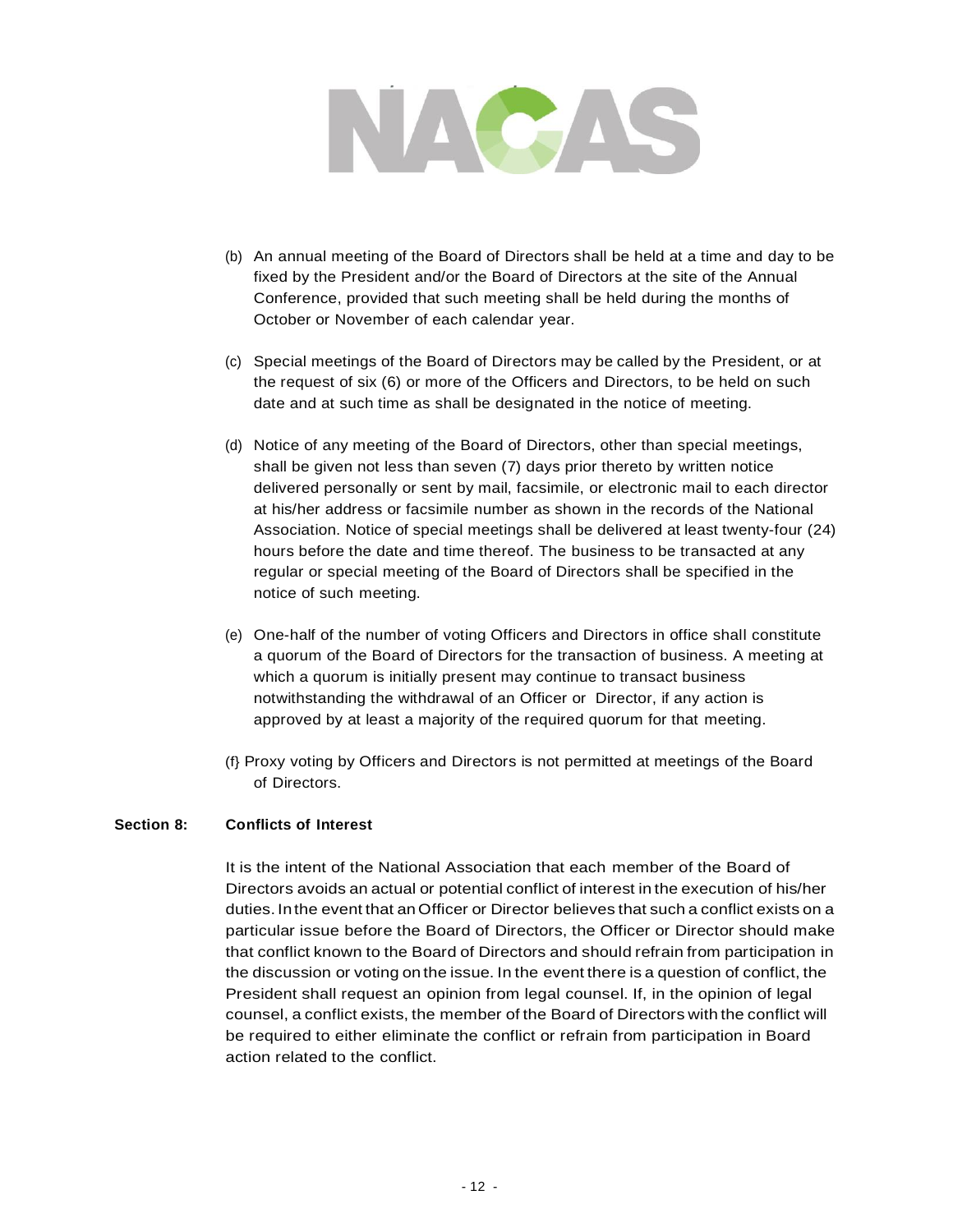(b) An annual meeting of the Board of Directors shall be held at a time and day to be fixed by the President and/or the Board of Directors at the site of the Annual Conference, provided that such meeting shall be held during the months of October or November of each calendar year.

(c) Special meetings of the Board of Directors may be called by the President, or at the request of six (6) or more of the Officers and Directors, to be held on such date and at such time as shall be designated in the notice of meeting.

(d) Notice of any meeting of the Board of Directors, other than special meetings, shall be given not less than seven (7) days prior thereto by written notice delivered personally or sent by mail, facsimile, or electronic mail to each director at his/her address or facsimile number as shown in the records of the National Association. Notice of special meetings shall be delivered at least twenty-four (24) hours before the date and time thereof. The business to be transacted at any regular or special meeting of the Board of Directors shall be specified in the notice of such meeting.

(e) One-half of the number of voting Officers and Directors in office shall constitute a quorum of the Board of Directors for the transaction of business. A meeting at which a quorum is initially present may continue to transact business notwithstanding the withdrawal of an Officer or Director, if any action is approved by at least a majority of the required quorum for that meeting.

(f} Proxy voting by Officers and Directors is not permitted at meetings of the Board of Directors.

**Section 8: Conflicts of Interest**

It is the intent of the National Association that each member of the Board of Directors avoids an actual or potential conflict of interest in the execution of his/her duties. In the event that an Officer or Director believes that such a conflict exists on a particular issue before the Board of Directors, the Officer or Director should make that conflict known to the Board of Directors and should refrain from participation in the discussion or voting on the issue. In the event there is a question of conflict, the President shall request an opinion from legal counsel. If, in the opinion of legal counsel, a conflict exists, the member of the Board of Directors with the conflict will be required to either eliminate the conflict or refrain from participation in Board action related to the conflict.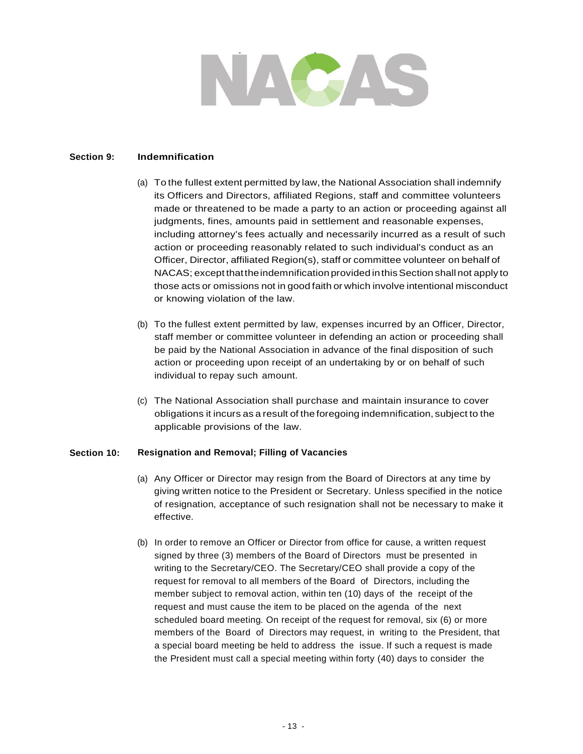**Section 9: Indemnification**

(a) To the fullest extent permitted by law, the National Association shall indemnify its Officers and Directors, affiliated Regions, staff and committee volunteers made or threatened to be made a party to an action or proceeding against all judgments, fines, amounts paid in settlement and reasonable expenses, including attorney's fees actually and necessarily incurred as a result of such action or proceeding reasonably related to such individual's conduct as an Officer, Director, affiliated Region(s), staff or committee volunteer on behalf of NACAS; except that the indemnification provided in this Section shall not apply to those acts or omissions not in good faith or which involve intentional misconduct or knowing violation of the law.

(b) To the fullest extent permitted by law, expenses incurred by an Officer, Director, staff member or committee volunteer in defending an action or proceeding shall be paid by the National Association in advance of the final disposition of such action or proceeding upon receipt of an undertaking by or on behalf of such individual to repay such amount.

(c) The National Association shall purchase and maintain insurance to cover obligations it incurs as a result of the foregoing indemnification, subject to the applicable provisions of the law.

**Section 10: Resignation and Removal; Filling of Vacancies**

(a) Any Officer or Director may resign from the Board of Directors at any time by giving written notice to the President or Secretary. Unless specified in the notice of resignation, acceptance of such resignation shall not be necessary to make it effective.

(b) In order to remove an Officer or Director from office for cause, a written request signed by three (3) members of the Board of Directors must be presented in writing to the Secretary/CEO. The Secretary/CEO shall provide a copy of the request for removal to all members of the Board of Directors, including the member subject to removal action, within ten (10) days of the receipt of the request and must cause the item to be placed on the agenda of the next scheduled board meeting. On receipt of the request for removal, six (6) or more members of the Board of Directors may request, in writing to the President, that a special board meeting be held to address the issue. If such a request is made the President must call a special meeting within forty (40) days to consider the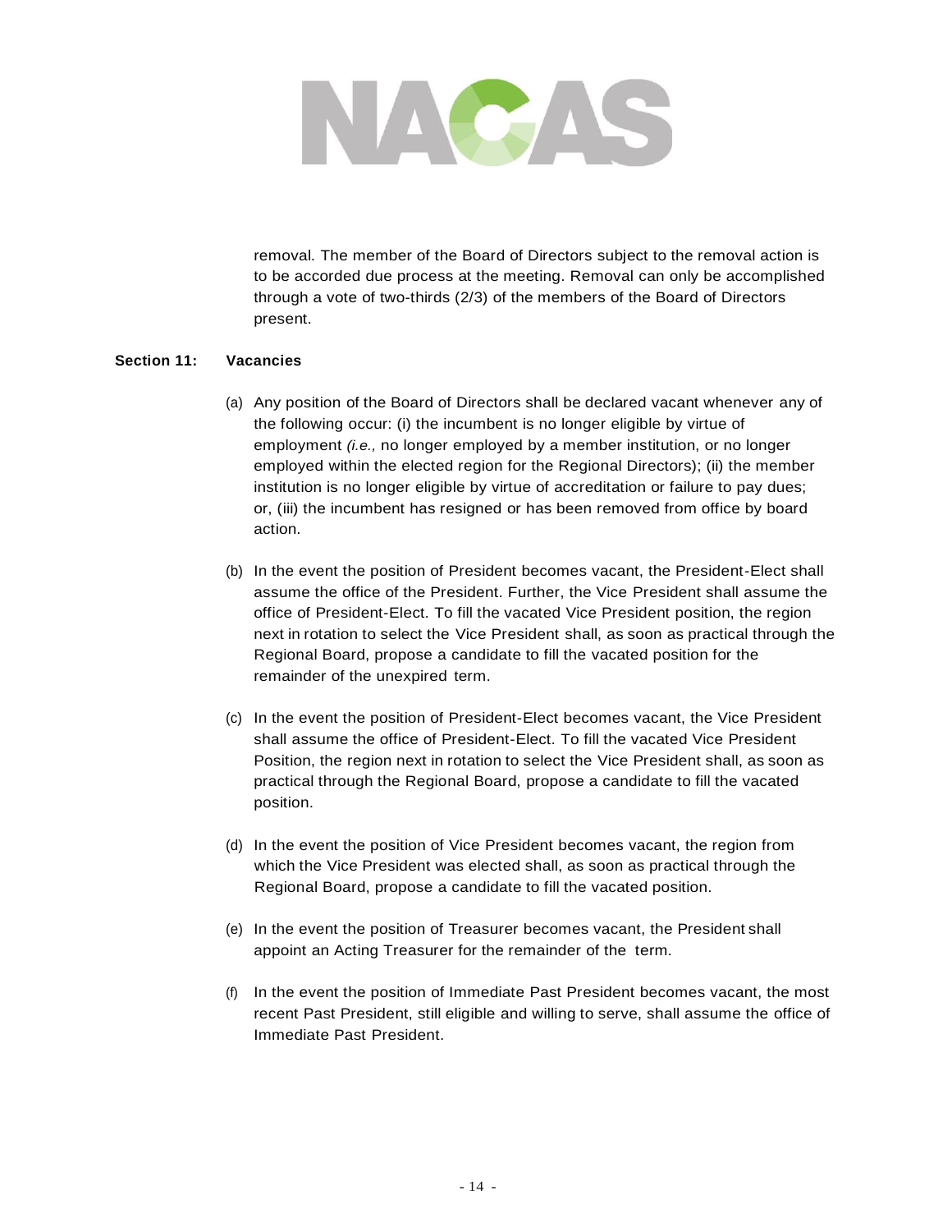removal. The member of the Board of Directors subject to the removal action is to be accorded due process at the meeting. Removal can only be accomplished through a vote of two-thirds (2/3) of the members of the Board of Directors present.

**Section 11: Vacancies**

(a) Any position of the Board of Directors shall be declared vacant whenever any of the following occur: (i) the incumbent is no longer eligible by virtue of employment *(i.e.,* no longer employed by a member institution, or no longer employed within the elected region for the Regional Directors); (ii) the member institution is no longer eligible by virtue of accreditation or failure to pay dues; or, (iii) the incumbent has resigned or has been removed from office by board action.

(b) In the event the position of President becomes vacant, the President-Elect shall assume the office of the President. Further, the Vice President shall assume the office of President-Elect. To fill the vacated Vice President position, the region next in rotation to select the Vice President shall, as soon as practical through the Regional Board, propose a candidate to fill the vacated position for the remainder of the unexpired term.

(c) In the event the position of President-Elect becomes vacant, the Vice President shall assume the office of President-Elect. To fill the vacated Vice President Position, the region next in rotation to select the Vice President shall, as soon as practical through the Regional Board, propose a candidate to fill the vacated position.

(d) In the event the position of Vice President becomes vacant, the region from which the Vice President was elected shall, as soon as practical through the Regional Board, propose a candidate to fill the vacated position.

(e) In the event the position of Treasurer becomes vacant, the President shall appoint an Acting Treasurer for the remainder of the term.

(f) In the event the position of Immediate Past President becomes vacant, the most recent Past President, still eligible and willing to serve, shall assume the office of Immediate Past President.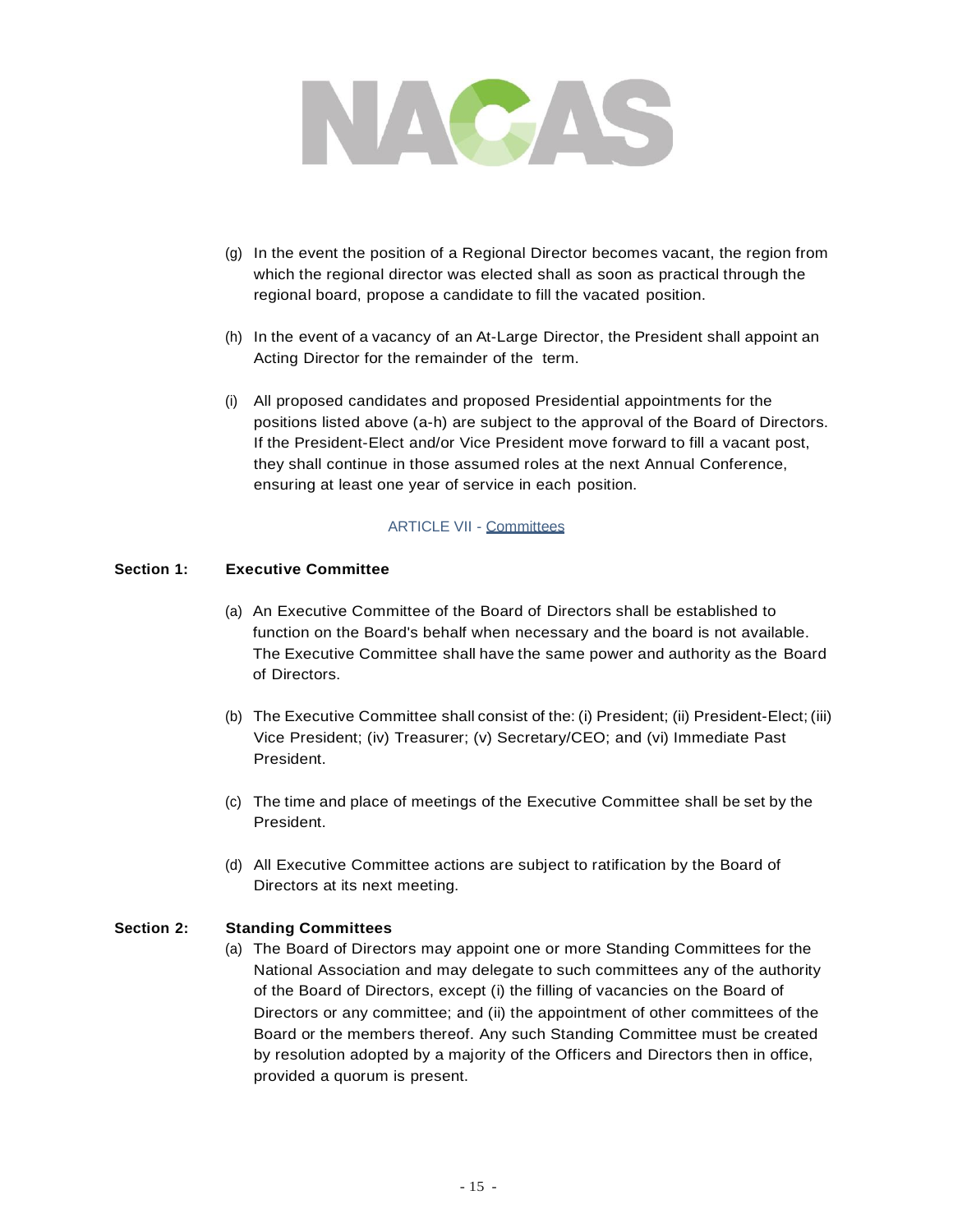(g) In the event the position of a Regional Director becomes vacant, the region from which the regional director was elected shall as soon as practical through the regional board, propose a candidate to fill the vacated position.

(h) In the event of a vacancy of an At-Large Director, the President shall appoint an Acting Director for the remainder of the term.

(i) All proposed candidates and proposed Presidential appointments for the positions listed above (a-h) are subject to the approval of the Board of Directors. If the President-Elect and/or Vice President move forward to fill a vacant post, they shall continue in those assumed roles at the next Annual Conference, ensuring at least one year of service in each position.

## ARTICLE VII - Committees

**Section 1: Executive Committee**

(a) An Executive Committee of the Board of Directors shall be established to function on the Board's behalf when necessary and the board is not available. The Executive Committee shall have the same power and authority as the Board of Directors.

(b) The Executive Committee shall consist of the: (i) President; (ii) President-Elect; (iii) Vice President; (iv) Treasurer; (v) Secretary/CEO; and (vi) Immediate Past President.

(c) The time and place of meetings of the Executive Committee shall be set by the President.

(d) All Executive Committee actions are subject to ratification by the Board of Directors at its next meeting.

**Section 2: Standing Committees**

(a) The Board of Directors may appoint one or more Standing Committees for the National Association and may delegate to such committees any of the authority of the Board of Directors, except (i) the filling of vacancies on the Board of Directors or any committee; and (ii) the appointment of other committees of the Board or the members thereof. Any such Standing Committee must be created by resolution adopted by a majority of the Officers and Directors then in office, provided a quorum is present.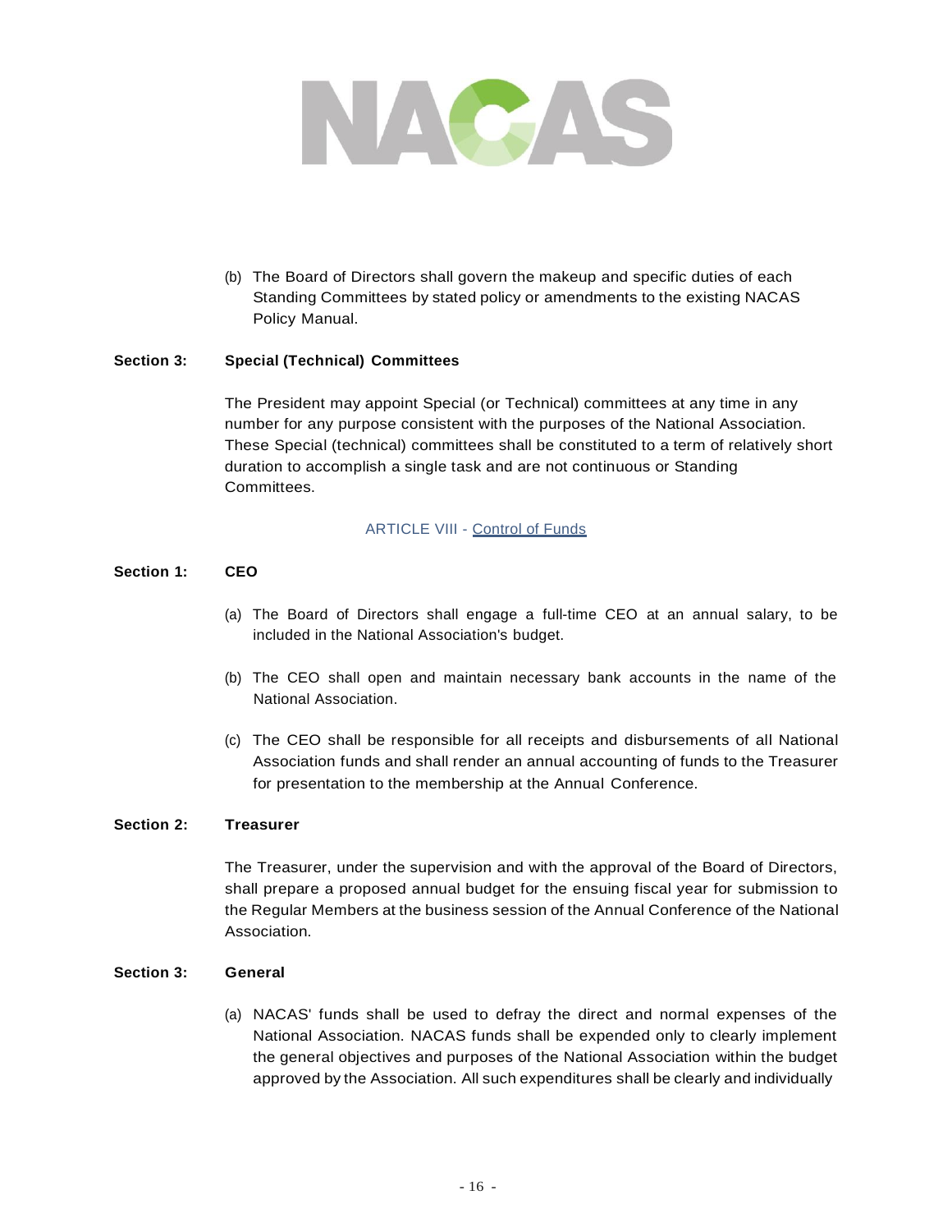(b) The Board of Directors shall govern the makeup and specific duties of each Standing Committees by stated policy or amendments to the existing NACAS Policy Manual.

**Section 3: Special (Technical) Committees**

The President may appoint Special (or Technical) committees at any time in any number for any purpose consistent with the purposes of the National Association. These Special (technical) committees shall be constituted to a term of relatively short duration to accomplish a single task and are not continuous or Standing Committees.

## ARTICLE VIII - Control of Funds

**Section 1: CEO**

(a) The Board of Directors shall engage a full-time CEO at an annual salary, to be included in the National Association's budget.

(b) The CEO shall open and maintain necessary bank accounts in the name of the National Association.

(c) The CEO shall be responsible for all receipts and disbursements of all National Association funds and shall render an annual accounting of funds to the Treasurer for presentation to the membership at the Annual Conference.

**Section 2: Treasurer**

The Treasurer, under the supervision and with the approval of the Board of Directors, shall prepare a proposed annual budget for the ensuing fiscal year for submission to the Regular Members at the business session of the Annual Conference of the National Association.

**Section 3: General**

(a) NACAS' funds shall be used to defray the direct and normal expenses of the National Association. NACAS funds shall be expended only to clearly implement the general objectives and purposes of the National Association within the budget approved by the Association. All such expenditures shall be clearly and individually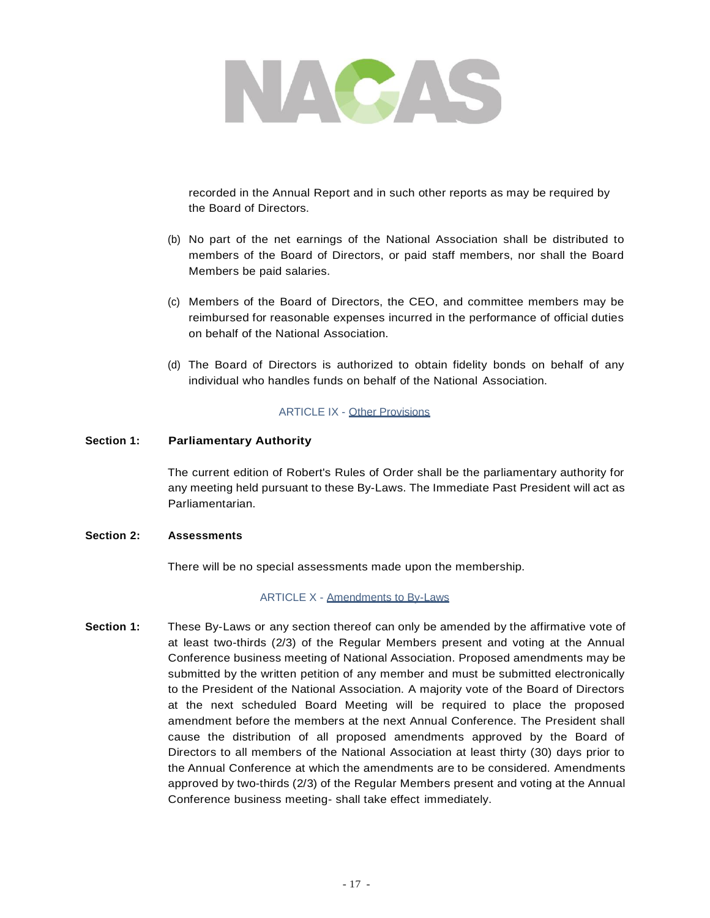recorded in the Annual Report and in such other reports as may be required by the Board of Directors.

(b) No part of the net earnings of the National Association shall be distributed to members of the Board of Directors, or paid staff members, nor shall the Board Members be paid salaries.

(c) Members of the Board of Directors, the CEO, and committee members may be reimbursed for reasonable expenses incurred in the performance of official duties on behalf of the National Association.

(d) The Board of Directors is authorized to obtain fidelity bonds on behalf of any individual who handles funds on behalf of the National Association.

## ARTICLE IX - Other Provisions

**Section 1: Parliamentary Authority**

The current edition of Robert's Rules of Order shall be the parliamentary authority for any meeting held pursuant to these By-Laws. The Immediate Past President will act as Parliamentarian.

**Section 2: Assessments**

There will be no special assessments made upon the membership.

## ARTICLE X - Amendments to By-Laws

**Section 1:** These By-Laws or any section thereof can only be amended by the affirmative vote of at least two-thirds (2/3) of the Regular Members present and voting at the Annual Conference business meeting of National Association. Proposed amendments may be submitted by the written petition of any member and must be submitted electronically to the President of the National Association. A majority vote of the Board of Directors at the next scheduled Board Meeting will be required to place the proposed amendment before the members at the next Annual Conference. The President shall cause the distribution of all proposed amendments approved by the Board of Directors to all members of the National Association at least thirty (30) days prior to the Annual Conference at which the amendments are to be considered. Amendments approved by two-thirds (2/3) of the Regular Members present and voting at the Annual Conference business meeting- shall take effect immediately.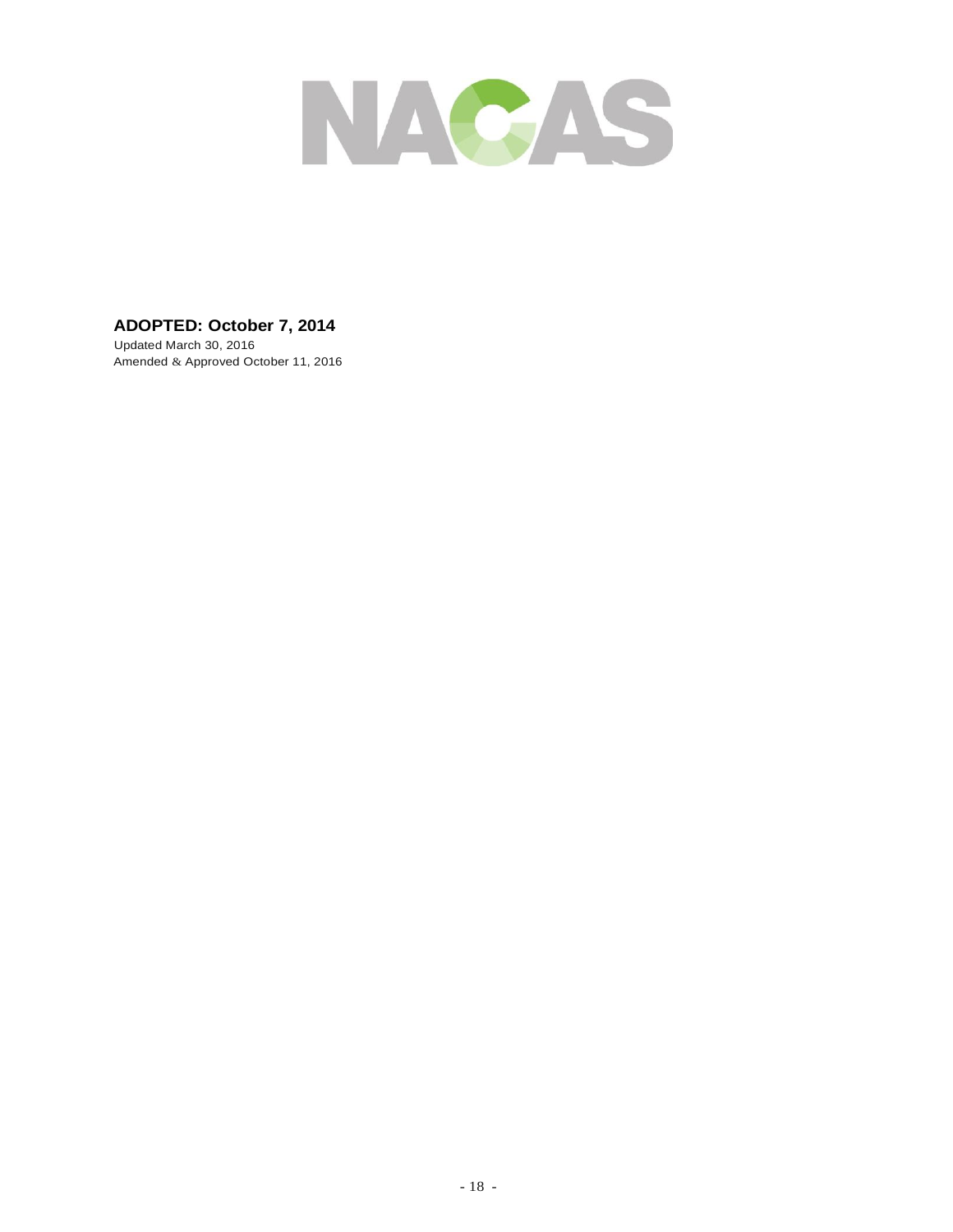**ADOPTED: October 7, 2014**

Updated March 30, 2016

Amended & Approved October 11, 2016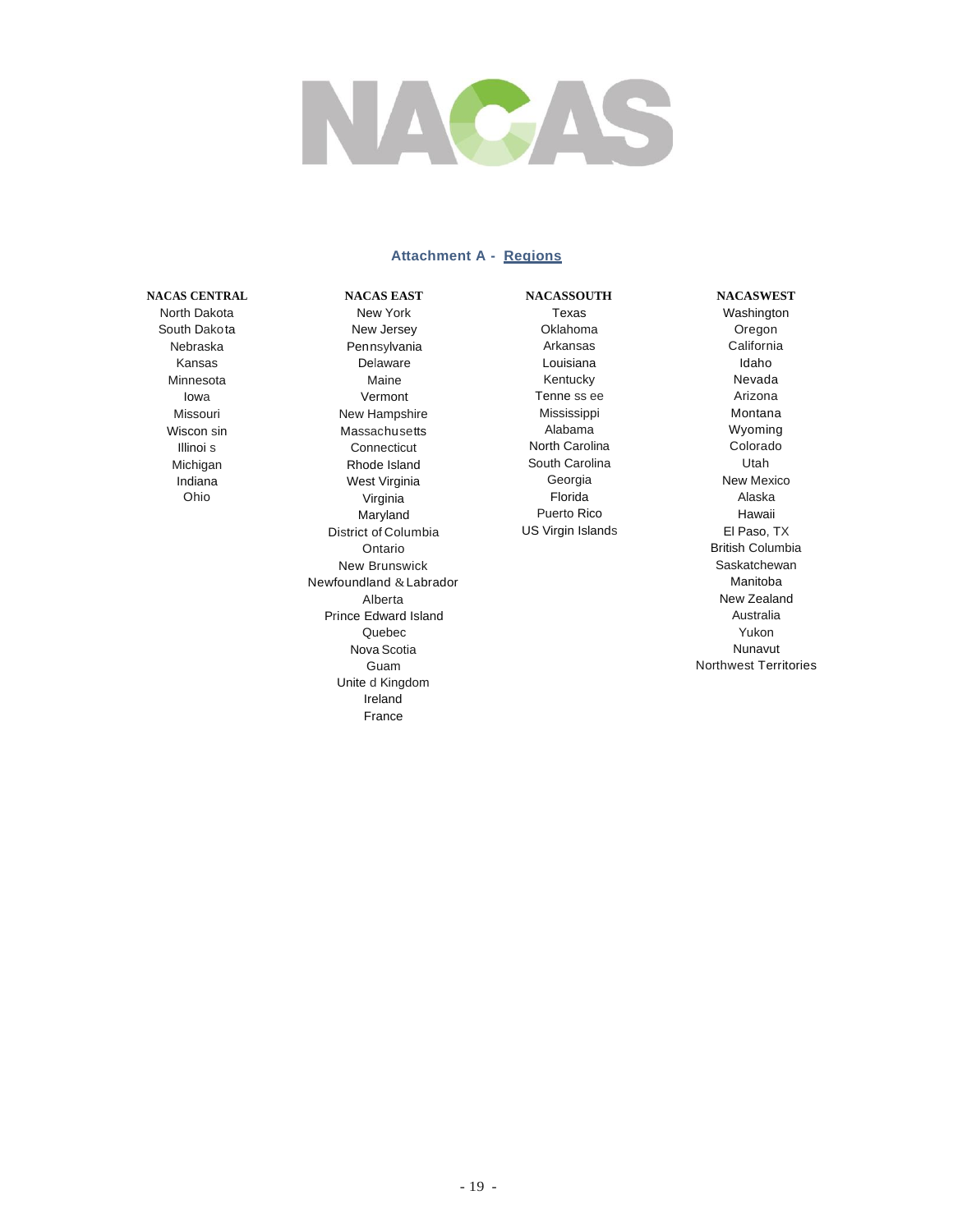NACAS

## Attachment A - Regions

| NACAS CENTRAL | NACAS EAST | NACASSOUTH | NACASWEST |
|---|---|---|---|
| North Dakota | New York | Texas | Washington |
| South Dakota | New Jersey | Oklahoma | Oregon |
| Nebraska | Pennsylvania | Arkansas | California |
| Kansas | Delaware | Louisiana | Idaho |
| Minnesota | Maine | Kentucky | Nevada |
| Iowa | Vermont | Tennessee | Arizona |
| Missouri | New Hampshire | Mississippi | Montana |
| Wisconsin | Massachusetts | Alabama | Wyoming |
| Illinois | Connecticut | North Carolina | Colorado |
| Michigan | Rhode Island | South Carolina | Utah |
| Indiana | West Virginia | Georgia | New Mexico |
| Ohio | Virginia | Florida | Alaska |
| | Maryland | Puerto Rico | Hawaii |
| | District of Columbia | US Virgin Islands | El Paso, TX |
| | Ontario | | British Columbia |
| | New Brunswick | | Saskatchewan |
| | Newfoundland & Labrador | | Manitoba |
| | Alberta | | New Zealand |
| | Prince Edward Island | | Australia |
| | Quebec | | Yukon |
| | Nova Scotia | | Nunavut |
| | Guam | | Northwest Territories |
| | United Kingdom | | |
| | Ireland | | |
| | France | | |